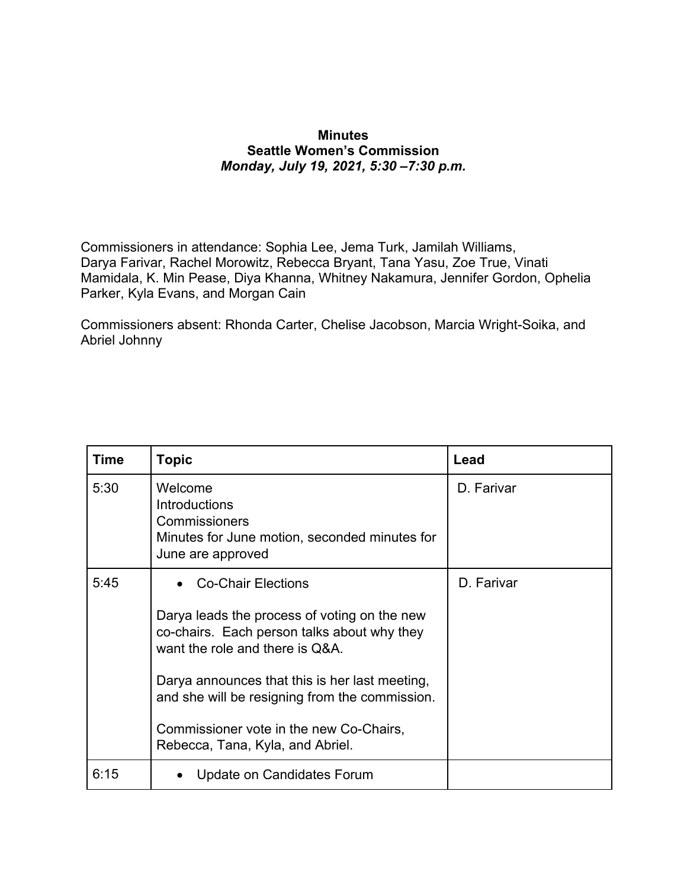**Minutes**
**Seattle Women's Commission**
***Monday, July 19, 2021, 5:30 –7:30 p.m.***

Commissioners in attendance: Sophia Lee, Jema Turk, Jamilah Williams, Darya Farivar, Rachel Morowitz, Rebecca Bryant, Tana Yasu, Zoe True, Vinati Mamidala, K. Min Pease, Diya Khanna, Whitney Nakamura, Jennifer Gordon, Ophelia Parker, Kyla Evans, and Morgan Cain

Commissioners absent: Rhonda Carter, Chelise Jacobson, Marcia Wright-Soika, and Abriel Johnny

| Time | Topic | Lead |
| --- | --- | --- |
| 5:30 | Welcome<br>Introductions<br>Commissioners<br>Minutes for June motion, seconded minutes for June are approved | D. Farivar |
| 5:45 | • Co-Chair Elections<br><br>Darya leads the process of voting on the new co-chairs. Each person talks about why they want the role and there is Q&A.<br><br>Darya announces that this is her last meeting, and she will be resigning from the commission.<br><br>Commissioner vote in the new Co-Chairs, Rebecca, Tana, Kyla, and Abriel. | D. Farivar |
| 6:15 | • Update on Candidates Forum | |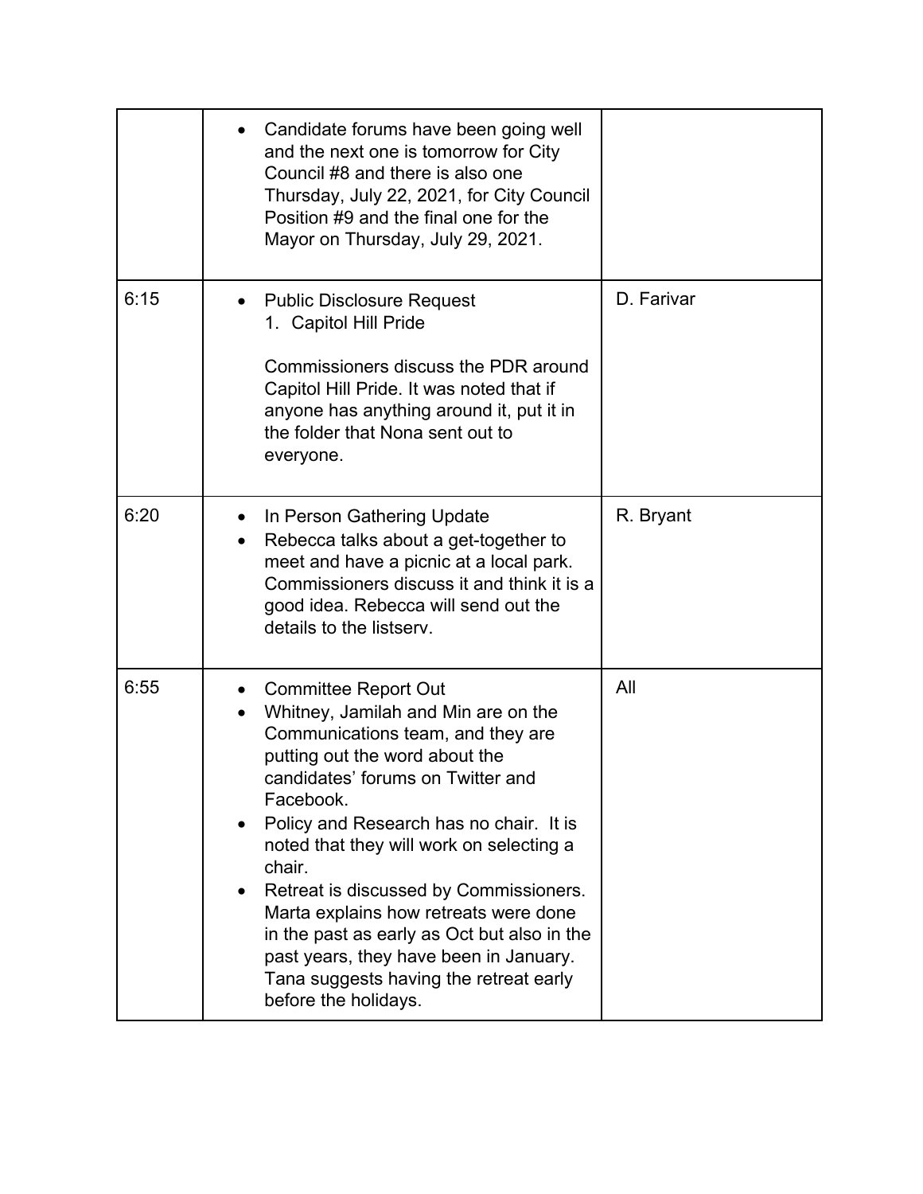| | | |
|---|---|---|
| | • Candidate forums have been going well and the next one is tomorrow for City Council #8 and there is also one Thursday, July 22, 2021, for City Council Position #9 and the final one for the Mayor on Thursday, July 29, 2021. | |
| 6:15 | • Public Disclosure Request<br>1. Capitol Hill Pride<br><br>Commissioners discuss the PDR around Capitol Hill Pride. It was noted that if anyone has anything around it, put it in the folder that Nona sent out to everyone. | D. Farivar |
| 6:20 | • In Person Gathering Update<br>• Rebecca talks about a get-together to meet and have a picnic at a local park. Commissioners discuss it and think it is a good idea. Rebecca will send out the details to the listserv. | R. Bryant |
| 6:55 | • Committee Report Out<br>• Whitney, Jamilah and Min are on the Communications team, and they are putting out the word about the candidates' forums on Twitter and Facebook.<br>• Policy and Research has no chair. It is noted that they will work on selecting a chair.<br>• Retreat is discussed by Commissioners. Marta explains how retreats were done in the past as early as Oct but also in the past years, they have been in January. Tana suggests having the retreat early before the holidays. | All |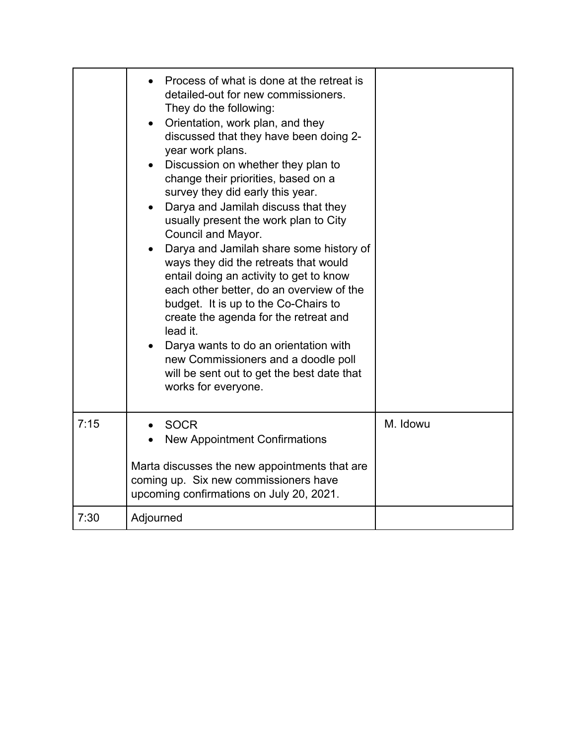| | | |
|---|---|---|
| | • Process of what is done at the retreat is detailed-out for new commissioners. They do the following:<br>• Orientation, work plan, and they discussed that they have been doing 2-year work plans.<br>• Discussion on whether they plan to change their priorities, based on a survey they did early this year.<br>• Darya and Jamilah discuss that they usually present the work plan to City Council and Mayor.<br>• Darya and Jamilah share some history of ways they did the retreats that would entail doing an activity to get to know each other better, do an overview of the budget. It is up to the Co-Chairs to create the agenda for the retreat and lead it.<br>• Darya wants to do an orientation with new Commissioners and a doodle poll will be sent out to get the best date that works for everyone. | |
| 7:15 | • SOCR<br>• New Appointment Confirmations<br><br>Marta discusses the new appointments that are coming up. Six new commissioners have upcoming confirmations on July 20, 2021. | M. Idowu |
| 7:30 | Adjourned | |